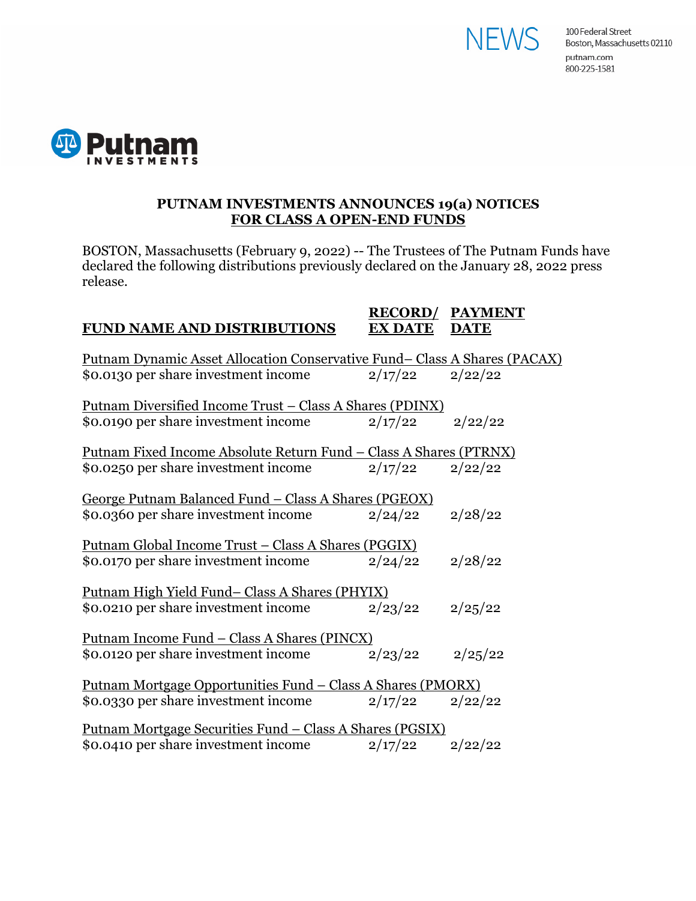NEWS

100 Federal Street
Boston, Massachusetts 02110
putnam.com
800-225-1581

Putnam INVESTMENTS

# PUTNAM INVESTMENTS ANNOUNCES 19(a) NOTICES FOR CLASS A OPEN-END FUNDS

BOSTON, Massachusetts (February 9, 2022) -- The Trustees of The Putnam Funds have declared the following distributions previously declared on the January 28, 2022 press release.

| FUND NAME AND DISTRIBUTIONS | RECORD/ EX DATE | PAYMENT DATE |
|---|---|---|
| Putnam Dynamic Asset Allocation Conservative Fund– Class A Shares (PACAX) | | |
| $0.0130 per share investment income | 2/17/22 | 2/22/22 |
| Putnam Diversified Income Trust – Class A Shares (PDINX) | | |
| $0.0190 per share investment income | 2/17/22 | 2/22/22 |
| Putnam Fixed Income Absolute Return Fund – Class A Shares (PTRNX) | | |
| $0.0250 per share investment income | 2/17/22 | 2/22/22 |
| George Putnam Balanced Fund – Class A Shares (PGEOX) | | |
| $0.0360 per share investment income | 2/24/22 | 2/28/22 |
| Putnam Global Income Trust – Class A Shares (PGGIX) | | |
| $0.0170 per share investment income | 2/24/22 | 2/28/22 |
| Putnam High Yield Fund– Class A Shares (PHYIX) | | |
| $0.0210 per share investment income | 2/23/22 | 2/25/22 |
| Putnam Income Fund – Class A Shares (PINCX) | | |
| $0.0120 per share investment income | 2/23/22 | 2/25/22 |
| Putnam Mortgage Opportunities Fund – Class A Shares (PMORX) | | |
| $0.0330 per share investment income | 2/17/22 | 2/22/22 |
| Putnam Mortgage Securities Fund – Class A Shares (PGSIX) | | |
| $0.0410 per share investment income | 2/17/22 | 2/22/22 |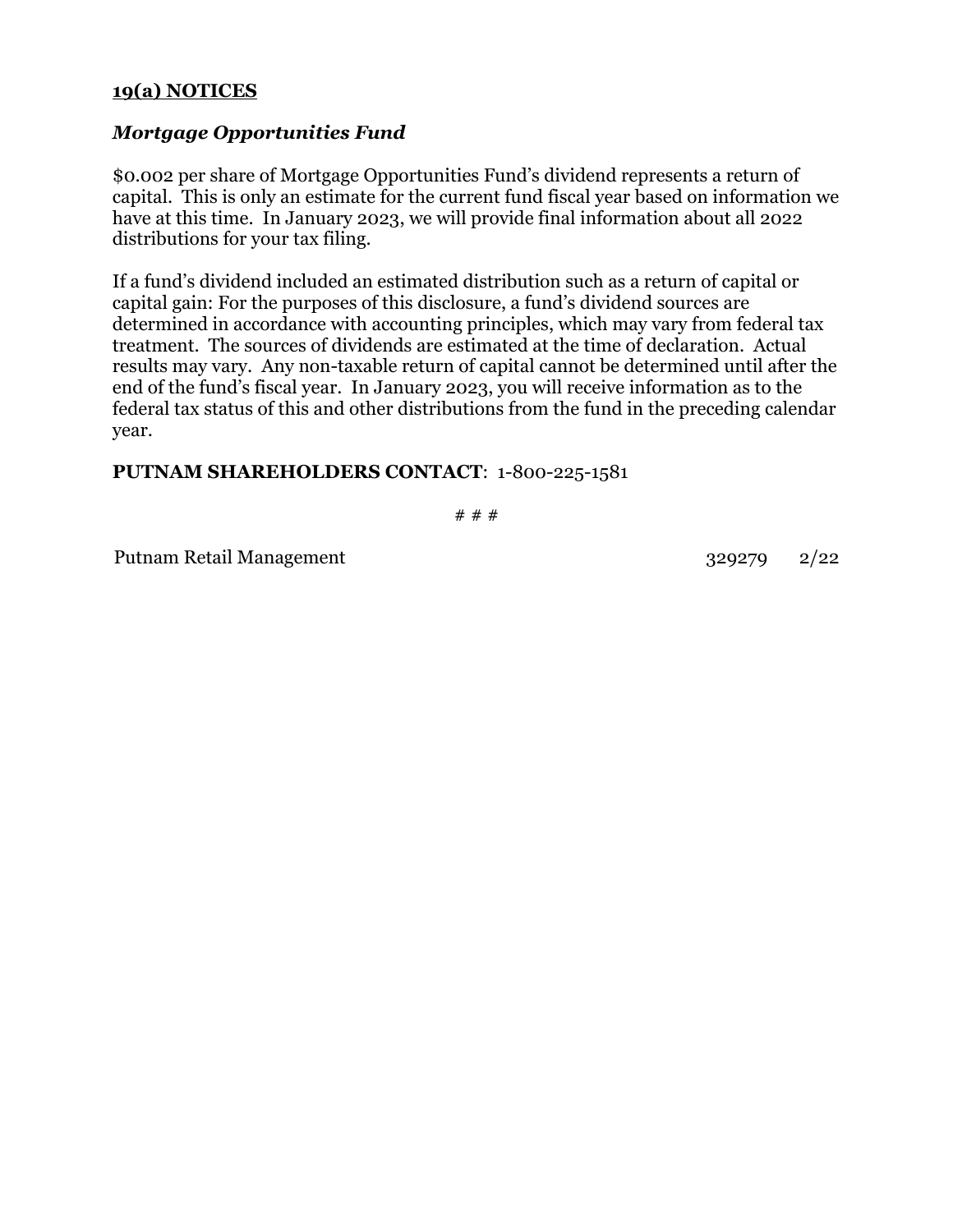**19(a) NOTICES**

***Mortgage Opportunities Fund***

$0.002 per share of Mortgage Opportunities Fund's dividend represents a return of capital. This is only an estimate for the current fund fiscal year based on information we have at this time. In January 2023, we will provide final information about all 2022 distributions for your tax filing.

If a fund's dividend included an estimated distribution such as a return of capital or capital gain: For the purposes of this disclosure, a fund's dividend sources are determined in accordance with accounting principles, which may vary from federal tax treatment. The sources of dividends are estimated at the time of declaration. Actual results may vary. Any non-taxable return of capital cannot be determined until after the end of the fund's fiscal year. In January 2023, you will receive information as to the federal tax status of this and other distributions from the fund in the preceding calendar year.

**PUTNAM SHAREHOLDERS CONTACT**: 1-800-225-1581

# # #

Putnam Retail Management 329279 2/22